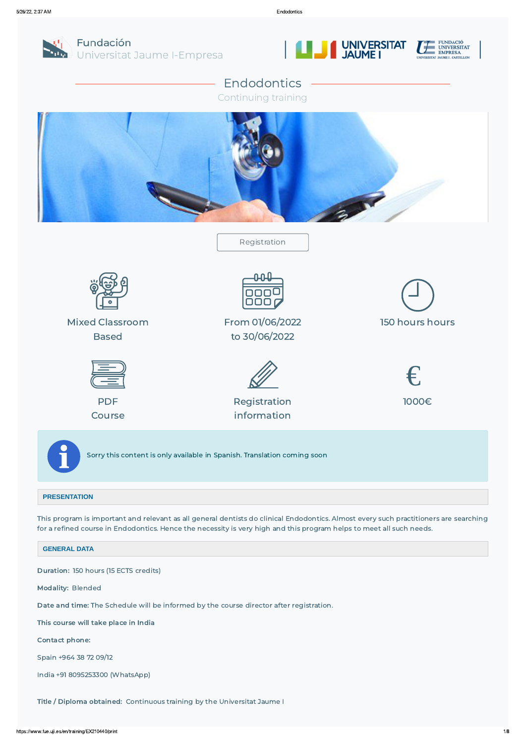Fundación
Universitat Jaume I-Empresa

UNIVERSITAT JAUME I

FUNDACIÓ UNIVERSITAT EMPRESA
UNIVERSITAT JAUME I · CASTELLON

# Endodontics

Continuing training

Registration

Mixed Classroom Based

From 01/06/2022 to 30/06/2022

150 hours hours

PDF Course

Registration information

1000€

Sorry this content is only available in Spanish. Translation coming soon

## PRESENTATION

This program is important and relevant as all general dentists do clinical Endodontics. Almost every such practitioners are searching for a refined course in Endodontics. Hence the necessity is very high and this program helps to meet all such needs.

## GENERAL DATA

**Duration:** 150 hours (15 ECTS credits)

**Modality:** Blended

**Date and time:** The Schedule will be informed by the course director after registration.

**This course will take place in India**

**Contact phone:**

Spain +964 38 72 09/12

India +91 8095253300 (WhatsApp)

**Title / Diploma obtained:** Continuous training by the Universitat Jaume I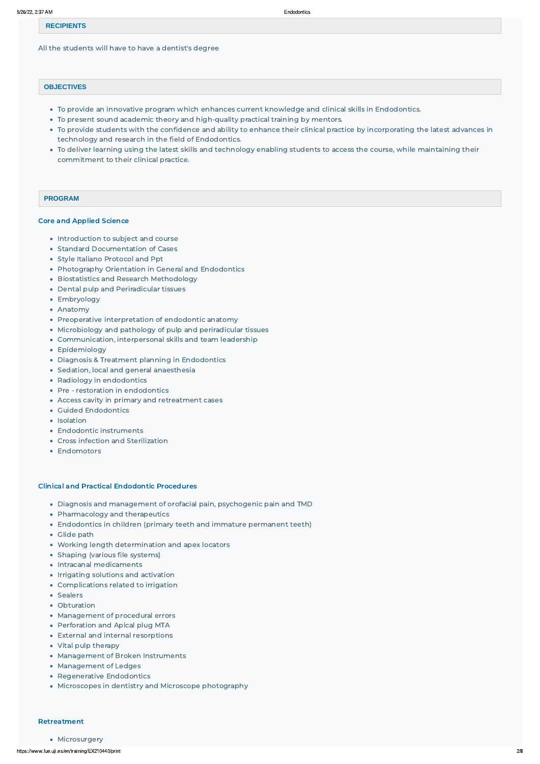## RECIPIENTS

All the students will have to have a dentist's degree

## OBJECTIVES

- To provide an innovative program which enhances current knowledge and clinical skills in Endodontics.
- To present sound academic theory and high-quality practical training by mentors.
- To provide students with the confidence and ability to enhance their clinical practice by incorporating the latest advances in technology and research in the field of Endodontics.
- To deliver learning using the latest skills and technology enabling students to access the course, while maintaining their commitment to their clinical practice.

## PROGRAM

### Core and Applied Science

- Introduction to subject and course
- Standard Documentation of Cases
- Style Italiano Protocol and Ppt
- Photography Orientation in General and Endodontics
- Biostatistics and Research Methodology
- Dental pulp and Periradicular tissues
- Embryology
- Anatomy
- Preoperative interpretation of endodontic anatomy
- Microbiology and pathology of pulp and periradicular tissues
- Communication, interpersonal skills and team leadership
- Epidemiology
- Diagnosis & Treatment planning in Endodontics
- Sedation, local and general anaesthesia
- Radiology in endodontics
- Pre - restoration in endodontics
- Access cavity in primary and retreatment cases
- Guided Endodontics
- Isolation
- Endodontic instruments
- Cross infection and Sterilization
- Endomotors

### Clinical and Practical Endodontic Procedures

- Diagnosis and management of orofacial pain, psychogenic pain and TMD
- Pharmacology and therapeutics
- Endodontics in children (primary teeth and immature permanent teeth)
- Glide path
- Working length determination and apex locators
- Shaping (various file systems)
- Intracanal medicaments
- Irrigating solutions and activation
- Complications related to irrigation
- Sealers
- Obturation
- Management of procedural errors
- Perforation and Apical plug MTA
- External and internal resorptions
- Vital pulp therapy
- Management of Broken Instruments
- Management of Ledges
- Regenerative Endodontics
- Microscopes in dentistry and Microscope photography

### Retreatment

- Microsurgery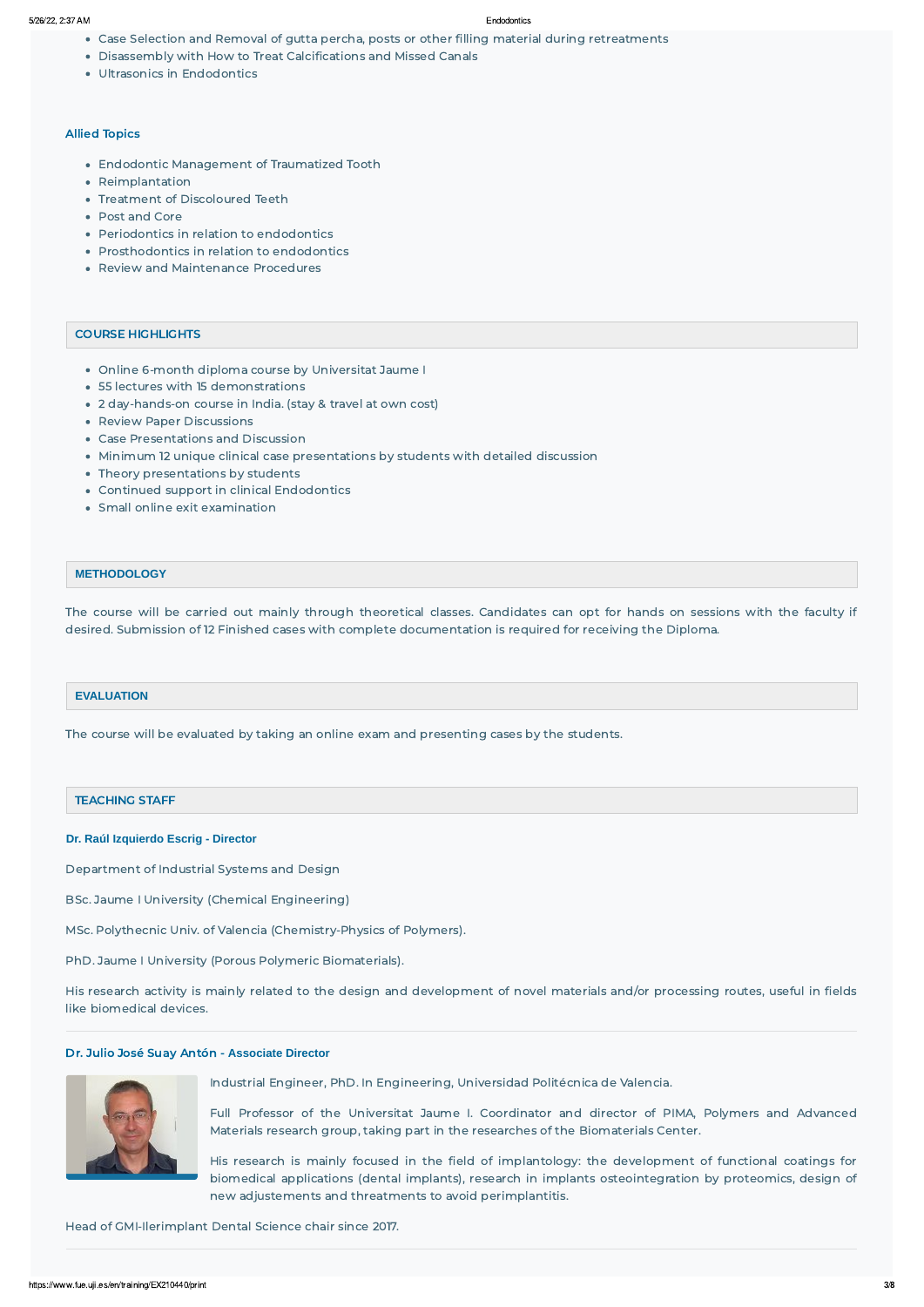- Case Selection and Removal of gutta percha, posts or other filling material during retreatments
- Disassembly with How to Treat Calcifications and Missed Canals
- Ultrasonics in Endodontics

### Allied Topics

- Endodontic Management of Traumatized Tooth
- Reimplantation
- Treatment of Discoloured Teeth
- Post and Core
- Periodontics in relation to endodontics
- Prosthodontics in relation to endodontics
- Review and Maintenance Procedures

## COURSE HIGHLIGHTS

- Online 6-month diploma course by Universitat Jaume I
- 55 lectures with 15 demonstrations
- 2 day-hands-on course in India. (stay & travel at own cost)
- Review Paper Discussions
- Case Presentations and Discussion
- Minimum 12 unique clinical case presentations by students with detailed discussion
- Theory presentations by students
- Continued support in clinical Endodontics
- Small online exit examination

## METHODOLOGY

The course will be carried out mainly through theoretical classes. Candidates can opt for hands on sessions with the faculty if desired. Submission of 12 Finished cases with complete documentation is required for receiving the Diploma.

## EVALUATION

The course will be evaluated by taking an online exam and presenting cases by the students.

## TEACHING STAFF

### Dr. Raúl Izquierdo Escrig - Director

Department of Industrial Systems and Design

BSc. Jaume I University (Chemical Engineering)

MSc. Polythecnic Univ. of Valencia (Chemistry-Physics of Polymers).

PhD. Jaume I University (Porous Polymeric Biomaterials).

His research activity is mainly related to the design and development of novel materials and/or processing routes, useful in fields like biomedical devices.

### Dr. Julio José Suay Antón - Associate Director

Industrial Engineer, PhD. In Engineering, Universidad Politécnica de Valencia.

Full Professor of the Universitat Jaume I. Coordinator and director of PIMA, Polymers and Advanced Materials research group, taking part in the researches of the Biomaterials Center.

His research is mainly focused in the field of implantology: the development of functional coatings for biomedical applications (dental implants), research in implants osteointegration by proteomics, design of new adjustements and threatments to avoid perimplantitis.

Head of GMI-Ilerimplant Dental Science chair since 2017.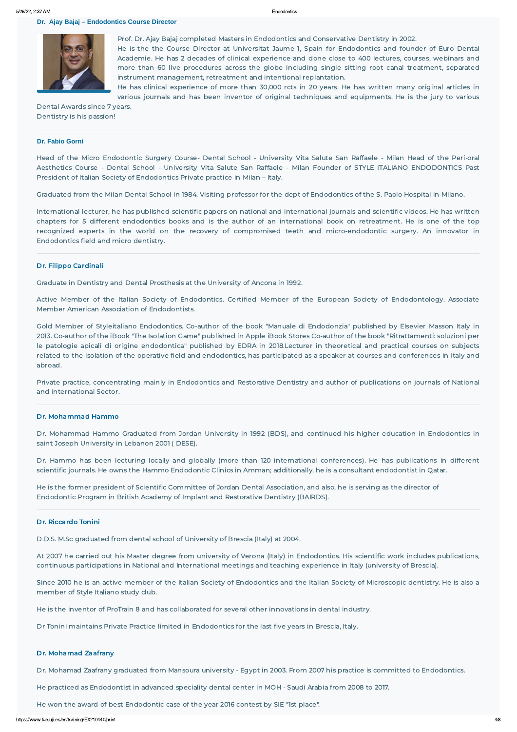### Dr. Ajay Bajaj – Endodontics Course Director

Prof. Dr. Ajay Bajaj completed Masters in Endodontics and Conservative Dentistry in 2002.
He is the the Course Director at Universitat Jaume 1, Spain for Endodontics and founder of Euro Dental Academie. He has 2 decades of clinical experience and done close to 400 lectures, courses, webinars and more than 60 live procedures across the globe including single sitting root canal treatment, separated instrument management, retreatment and intentional replantation.
He has clinical experience of more than 30,000 rcts in 20 years. He has written many original articles in various journals and has been inventor of original techniques and equipments. He is the jury to various Dental Awards since 7 years.
Dentistry is his passion!

---

### Dr. Fabio Gorni

Head of the Micro Endodontic Surgery Course- Dental School - University Vita Salute San Raffaele - Milan Head of the Peri-oral Aesthetics Course - Dental School - University Vita Salute San Raffaele - Milan Founder of STYLE ITALIANO ENDODONTICS Past President of Italian Society of Endodontics Private practice in Milan – Italy.

Graduated from the Milan Dental School in 1984. Visiting professor for the dept of Endodontics of the S. Paolo Hospital in Milano.

International lecturer, he has published scientific papers on national and international journals and scientific videos. He has written chapters for 5 different endodontics books and is the author of an international book on retreatment. He is one of the top recognized experts in the world on the recovery of compromised teeth and micro-endodontic surgery. An innovator in Endodontics field and micro dentistry.

---

### Dr. Filippo Cardinali

Graduate in Dentistry and Dental Prosthesis at the University of Ancona in 1992.

Active Member of the Italian Society of Endodontics. Certified Member of the European Society of Endodontology. Associate Member American Association of Endodontists.

Gold Member of Styleitaliano Endodontics. Co-author of the book "Manuale di Endodonzia" published by Elsevier Masson Italy in 2013. Co-author of the iBook "The Isolation Game" published in Apple iBook Stores Co-author of the book "Ritrattamenti: soluzioni per le patologie apicali di origine endodontica" published by EDRA in 2018.Lecturer in theoretical and practical courses on subjects related to the isolation of the operative field and endodontics, has participated as a speaker at courses and conferences in Italy and abroad.

Private practice, concentrating mainly in Endodontics and Restorative Dentistry and author of publications on journals of National and International Sector.

---

### Dr. Mohammad Hammo

Dr. Mohammad Hammo Graduated from Jordan University in 1992 (BDS), and continued his higher education in Endodontics in saint Joseph University in Lebanon 2001 ( DESE).

Dr. Hammo has been lecturing locally and globally (more than 120 international conferences). He has publications in different scientific journals. He owns the Hammo Endodontic Clinics in Amman; additionally, he is a consultant endodontist in Qatar.

He is the former president of Scientific Committee of Jordan Dental Association, and also, he is serving as the director of Endodontic Program in British Academy of Implant and Restorative Dentistry (BAIRDS).

---

### Dr. Riccardo Tonini

D.D.S. M.Sc graduated from dental school of University of Brescia (Italy) at 2004.

At 2007 he carried out his Master degree from university of Verona (Italy) in Endodontics. His scientific work includes publications, continuous participations in National and International meetings and teaching experience in Italy (university of Brescia).

Since 2010 he is an active member of the Italian Society of Endodontics and the Italian Society of Microscopic dentistry. He is also a member of Style Italiano study club.

He is the inventor of ProTrain 8 and has collaborated for several other innovations in dental industry.

Dr Tonini maintains Private Practice limited in Endodontics for the last five years in Brescia, Italy.

---

### Dr. Mohamad Zaafrany

Dr. Mohamad Zaafrany graduated from Mansoura university - Egypt in 2003. From 2007 his practice is committed to Endodontics.

He practiced as Endodontist in advanced speciality dental center in MOH - Saudi Arabia from 2008 to 2017.

He won the award of best Endodontic case of the year 2016 contest by SIE "1st place".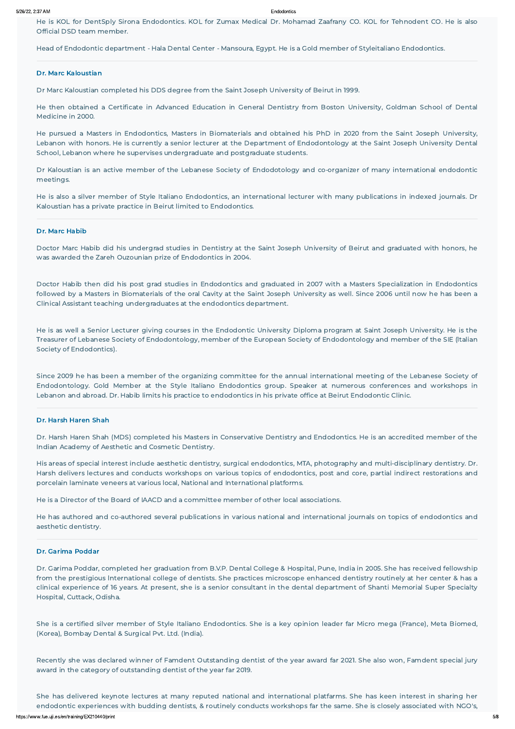He is KOL for DentSply Sirona Endodontics. KOL for Zumax Medical Dr. Mohamad Zaafrany CO. KOL for Tehnodent CO. He is also Official DSD team member.

Head of Endodontic department - Hala Dental Center - Mansoura, Egypt. He is a Gold member of Styleitaliano Endodontics.

---

### Dr. Marc Kaloustian

Dr Marc Kaloustian completed his DDS degree from the Saint Joseph University of Beirut in 1999.

He then obtained a Certificate in Advanced Education in General Dentistry from Boston University, Goldman School of Dental Medicine in 2000.

He pursued a Masters in Endodontics, Masters in Biomaterials and obtained his PhD in 2020 from the Saint Joseph University, Lebanon with honors. He is currently a senior lecturer at the Department of Endodontology at the Saint Joseph University Dental School, Lebanon where he supervises undergraduate and postgraduate students.

Dr Kaloustian is an active member of the Lebanese Society of Endodotology and co-organizer of many international endodontic meetings.

He is also a silver member of Style Italiano Endodontics, an international lecturer with many publications in indexed journals. Dr Kaloustian has a private practice in Beirut limited to Endodontics.

---

### Dr. Marc Habib

Doctor Marc Habib did his undergrad studies in Dentistry at the Saint Joseph University of Beirut and graduated with honors, he was awarded the Zareh Ouzounian prize of Endodontics in 2004.

Doctor Habib then did his post grad studies in Endodontics and graduated in 2007 with a Masters Specialization in Endodontics followed by a Masters in Biomaterials of the oral Cavity at the Saint Joseph University as well. Since 2006 until now he has been a Clinical Assistant teaching undergraduates at the endodontics department.

He is as well a Senior Lecturer giving courses in the Endodontic University Diploma program at Saint Joseph University. He is the Treasurer of Lebanese Society of Endodontology, member of the European Society of Endodontology and member of the SIE (Italian Society of Endodontics).

Since 2009 he has been a member of the organizing committee for the annual international meeting of the Lebanese Society of Endodontology. Gold Member at the Style Italiano Endodontics group. Speaker at numerous conferences and workshops in Lebanon and abroad. Dr. Habib limits his practice to endodontics in his private office at Beirut Endodontic Clinic.

---

### Dr. Harsh Haren Shah

Dr. Harsh Haren Shah (MDS) completed his Masters in Conservative Dentistry and Endodontics. He is an accredited member of the Indian Academy of Aesthetic and Cosmetic Dentistry.

His areas of special interest include aesthetic dentistry, surgical endodontics, MTA, photography and multi-disciplinary dentistry. Dr. Harsh delivers lectures and conducts workshops on various topics of endodontics, post and core, partial indirect restorations and porcelain laminate veneers at various local, National and International platforms.

He is a Director of the Board of IAACD and a committee member of other local associations.

He has authored and co-authored several publications in various national and international journals on topics of endodontics and aesthetic dentistry.

---

### Dr. Garima Poddar

Dr. Garima Poddar, completed her graduation from B.V.P. Dental College & Hospital, Pune, India in 2005. She has received fellowship from the prestigious International college of dentists. She practices microscope enhanced dentistry routinely at her center & has a clinical experience of 16 years. At present, she is a senior consultant in the dental department of Shanti Memorial Super Specialty Hospital, Cuttack, Odisha.

She is a certified silver member of Style Italiano Endodontics. She is a key opinion leader far Micro mega (France), Meta Biomed, (Korea), Bombay Dental & Surgical Pvt. Ltd. (India).

Recently she was declared winner of Famdent Outstanding dentist of the year award far 2021. She also won, Famdent special jury award in the category of outstanding dentist of the year far 2019.

She has delivered keynote lectures at many reputed national and international platfarms. She has keen interest in sharing her endodontic experiences with budding dentists, & routinely conducts workshops far the same. She is closely associated with NGO's,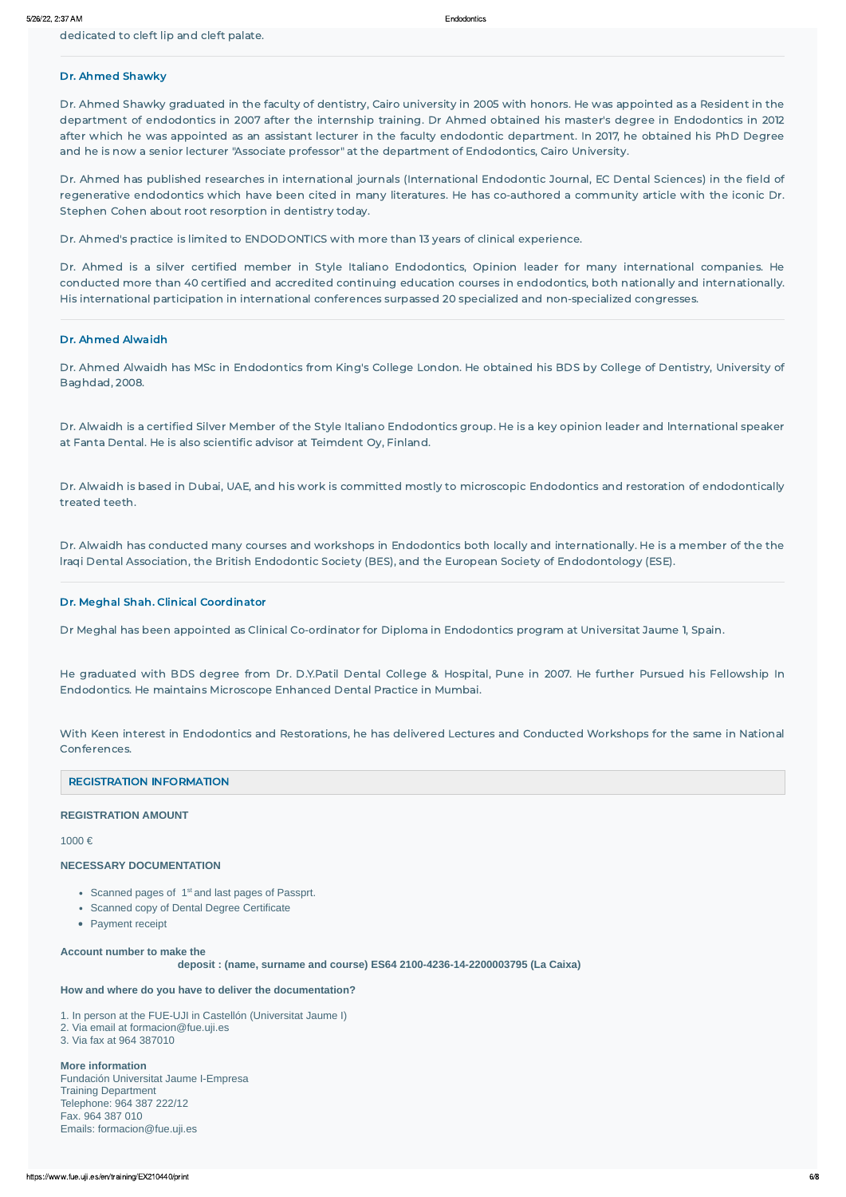dedicated to cleft lip and cleft palate.

---

### Dr. Ahmed Shawky

Dr. Ahmed Shawky graduated in the faculty of dentistry, Cairo university in 2005 with honors. He was appointed as a Resident in the department of endodontics in 2007 after the internship training. Dr Ahmed obtained his master's degree in Endodontics in 2012 after which he was appointed as an assistant lecturer in the faculty endodontic department. In 2017, he obtained his PhD Degree and he is now a senior lecturer "Associate professor" at the department of Endodontics, Cairo University.

Dr. Ahmed has published researches in international journals (International Endodontic Journal, EC Dental Sciences) in the field of regenerative endodontics which have been cited in many literatures. He has co-authored a community article with the iconic Dr. Stephen Cohen about root resorption in dentistry today.

Dr. Ahmed's practice is limited to ENDODONTICS with more than 13 years of clinical experience.

Dr. Ahmed is a silver certified member in Style Italiano Endodontics, Opinion leader for many international companies. He conducted more than 40 certified and accredited continuing education courses in endodontics, both nationally and internationally. His international participation in international conferences surpassed 20 specialized and non-specialized congresses.

---

### Dr. Ahmed Alwaidh

Dr. Ahmed Alwaidh has MSc in Endodontics from King's College London. He obtained his BDS by College of Dentistry, University of Baghdad, 2008.

Dr. Alwaidh is a certified Silver Member of the Style Italiano Endodontics group. He is a key opinion leader and International speaker at Fanta Dental. He is also scientific advisor at Teimdent Oy, Finland.

Dr. Alwaidh is based in Dubai, UAE, and his work is committed mostly to microscopic Endodontics and restoration of endodontically treated teeth.

Dr. Alwaidh has conducted many courses and workshops in Endodontics both locally and internationally. He is a member of the the Iraqi Dental Association, the British Endodontic Society (BES), and the European Society of Endodontology (ESE).

---

### Dr. Meghal Shah. Clinical Coordinator

Dr Meghal has been appointed as Clinical Co-ordinator for Diploma in Endodontics program at Universitat Jaume 1, Spain.

He graduated with BDS degree from Dr. D.Y.Patil Dental College & Hospital, Pune in 2007. He further Pursued his Fellowship In Endodontics. He maintains Microscope Enhanced Dental Practice in Mumbai.

With Keen interest in Endodontics and Restorations, he has delivered Lectures and Conducted Workshops for the same in National Conferences.

## REGISTRATION INFORMATION

**REGISTRATION AMOUNT**

1000 €

**NECESSARY DOCUMENTATION**

- Scanned pages of 1st and last pages of Passprt.
- Scanned copy of Dental Degree Certificate
- Payment receipt

**Account number to make the deposit : (name, surname and course) ES64 2100-4236-14-2200003795 (La Caixa)**

**How and where do you have to deliver the documentation?**

1. In person at the FUE-UJI in Castellón (Universitat Jaume I)
2. Via email at formacion@fue.uji.es
3. Via fax at 964 387010

**More information**
Fundación Universitat Jaume I-Empresa
Training Department
Telephone: 964 387 222/12
Fax. 964 387 010
Emails: formacion@fue.uji.es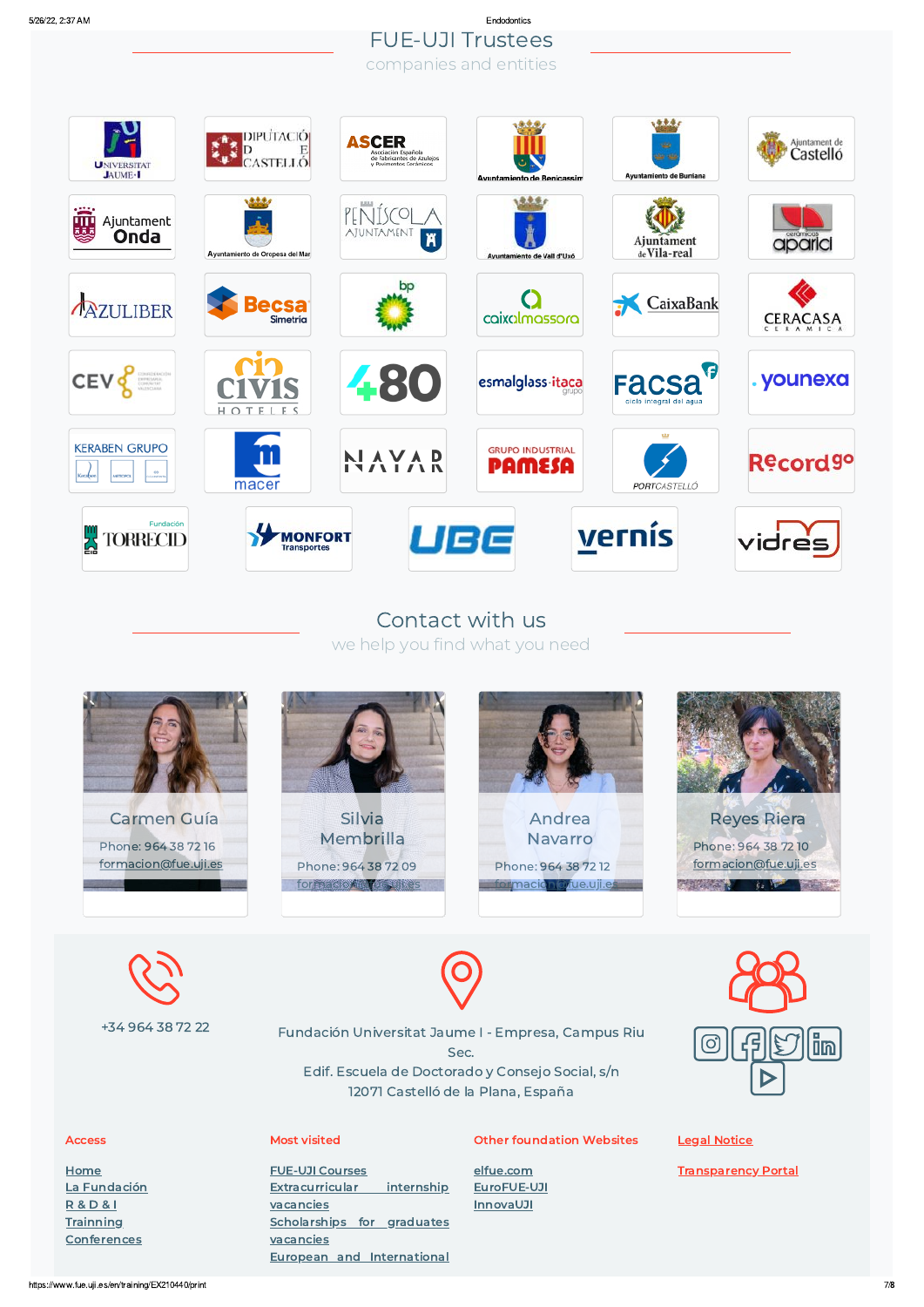## FUE-UJI Trustees

companies and entities

## Contact with us

we help you find what you need

**Carmen Guía**
Phone: 964 38 72 16
formacion@fue.uji.es

**Silvia Membrilla**
Phone: 964 38 72 09
formacion@fue.uji.es

**Andrea Navarro**
Phone: 964 38 72 12
formacion@fue.uji.es

**Reyes Riera**
Phone: 964 38 72 10
formacion@fue.uji.es

+34 964 38 72 22

Fundación Universitat Jaume I - Empresa, Campus Riu Sec.
Edif. Escuela de Doctorado y Consejo Social, s/n
12071 Castelló de la Plana, España

**Access**

- Home
- La Fundación
- R & D & I
- Trainning
- Conferences

**Most visited**

- FUE-UJI Courses
- Extracurricular internship vacancies
- Scholarships for graduates vacancies
- European and International

**Other foundation Websites**

- elfue.com
- EuroFUE-UJI
- InnovaUJI

**Legal Notice**

**Transparency Portal**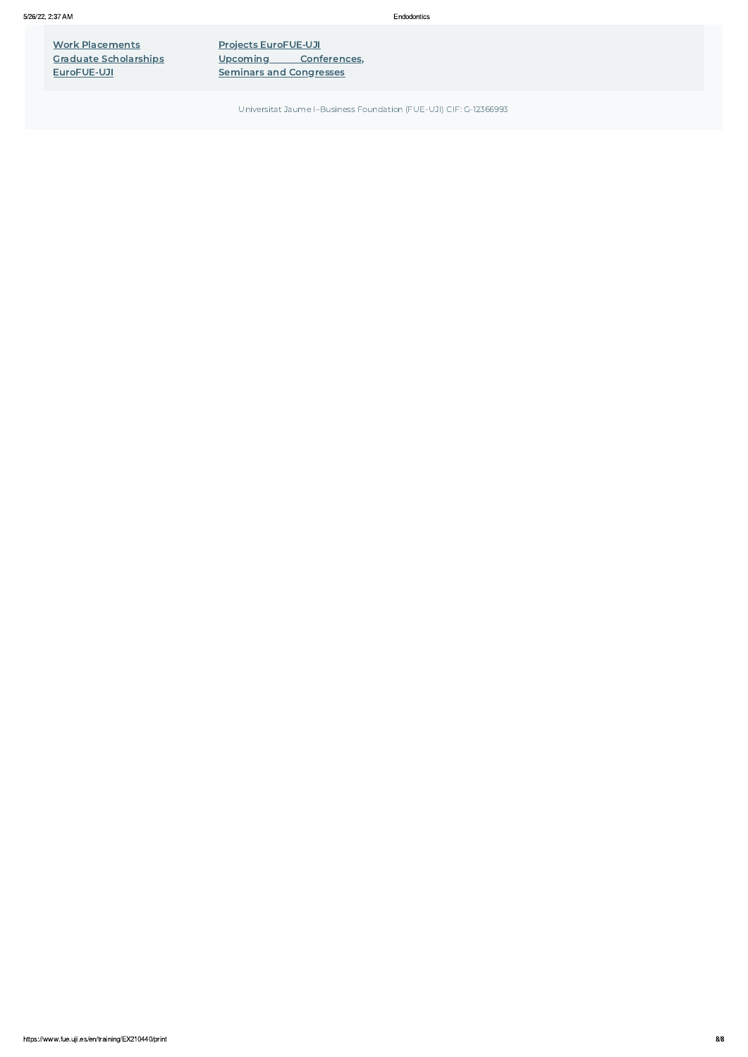Work Placements
Graduate Scholarships
EuroFUE-UJI

Projects EuroFUE-UJI
Upcoming Conferences, Seminars and Congresses

Universitat Jaume I–Business Foundation (FUE-UJI) CIF: G-12366993